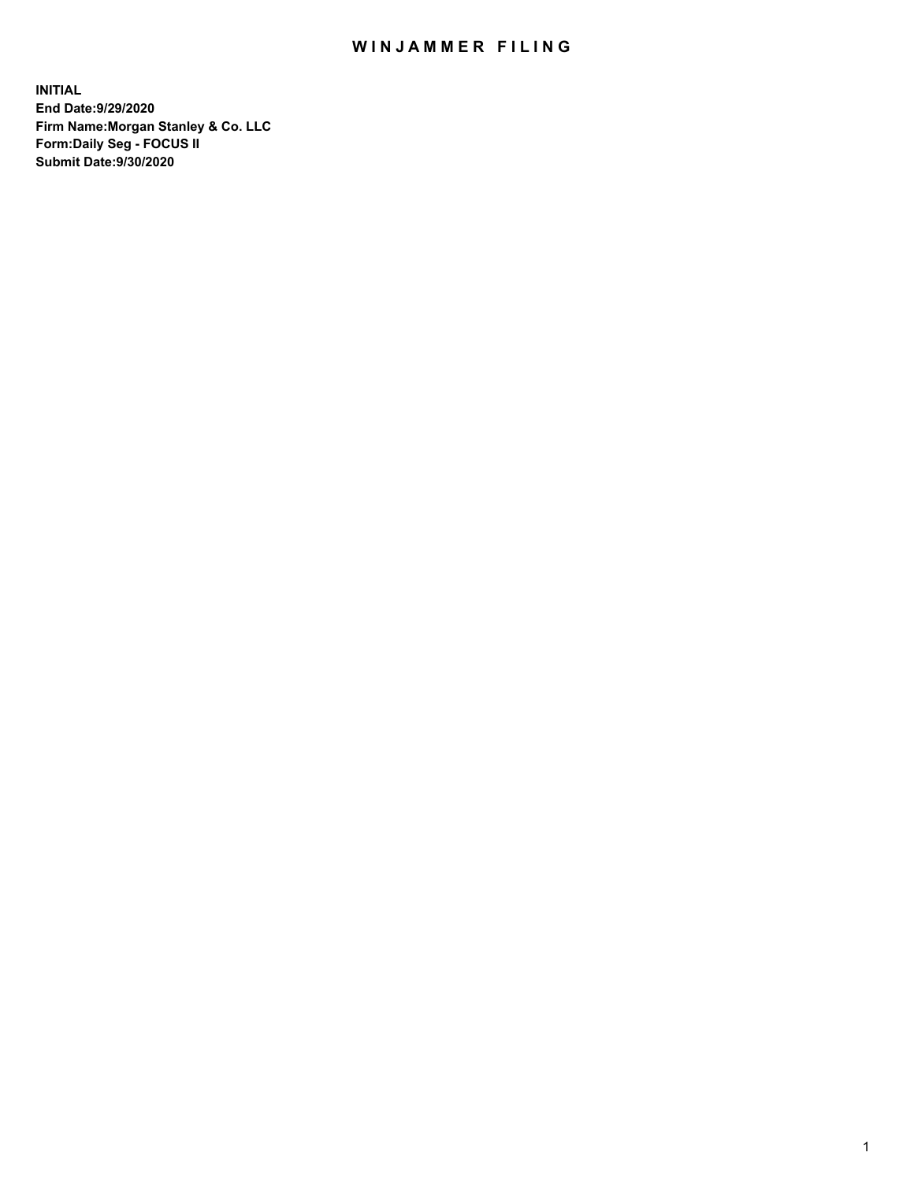# WINJAMMER FILING

**INITIAL**
**End Date:9/29/2020**
**Firm Name:Morgan Stanley & Co. LLC**
**Form:Daily Seg - FOCUS II**
**Submit Date:9/30/2020**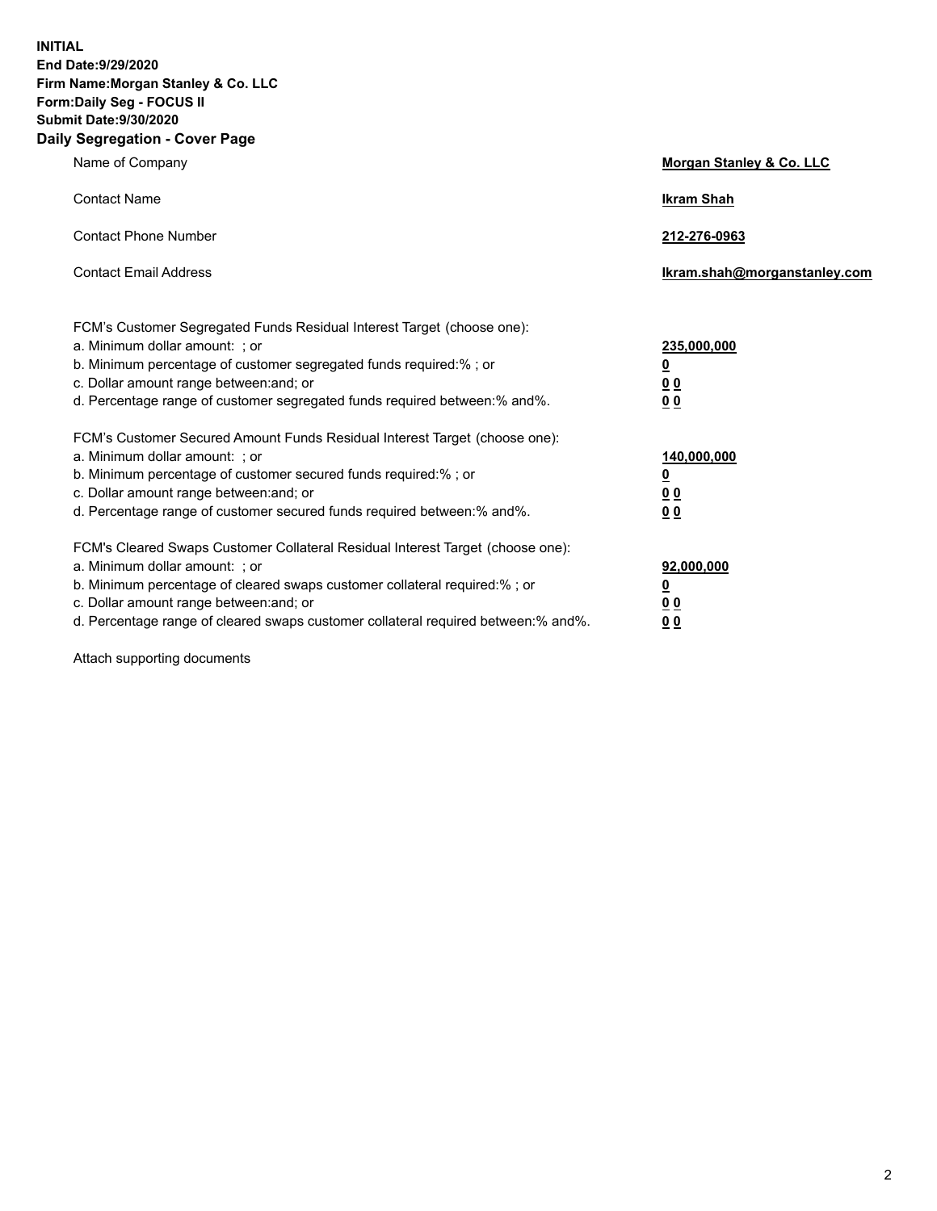**INITIAL**
**End Date:9/29/2020**
**Firm Name:Morgan Stanley & Co. LLC**
**Form:Daily Seg - FOCUS II**
**Submit Date:9/30/2020**

## Daily Segregation - Cover Page

| | |
|---|---|
| Name of Company | **Morgan Stanley & Co. LLC** |
| Contact Name | **Ikram Shah** |
| Contact Phone Number | **212-276-0963** |
| Contact Email Address | **Ikram.shah@morganstanley.com** |

| | |
|---|---|
| FCM's Customer Segregated Funds Residual Interest Target (choose one): | |
| a. Minimum dollar amount: ; or | **235,000,000** |
| b. Minimum percentage of customer segregated funds required:% ; or | **0** |
| c. Dollar amount range between:and; or | **0 0** |
| d. Percentage range of customer segregated funds required between:% and%. | **0 0** |
| FCM's Customer Secured Amount Funds Residual Interest Target (choose one): | |
| a. Minimum dollar amount: ; or | **140,000,000** |
| b. Minimum percentage of customer secured funds required:% ; or | **0** |
| c. Dollar amount range between:and; or | **0 0** |
| d. Percentage range of customer secured funds required between:% and%. | **0 0** |
| FCM's Cleared Swaps Customer Collateral Residual Interest Target (choose one): | |
| a. Minimum dollar amount: ; or | **92,000,000** |
| b. Minimum percentage of cleared swaps customer collateral required:% ; or | **0** |
| c. Dollar amount range between:and; or | **0 0** |
| d. Percentage range of cleared swaps customer collateral required between:% and%. | **0 0** |

Attach supporting documents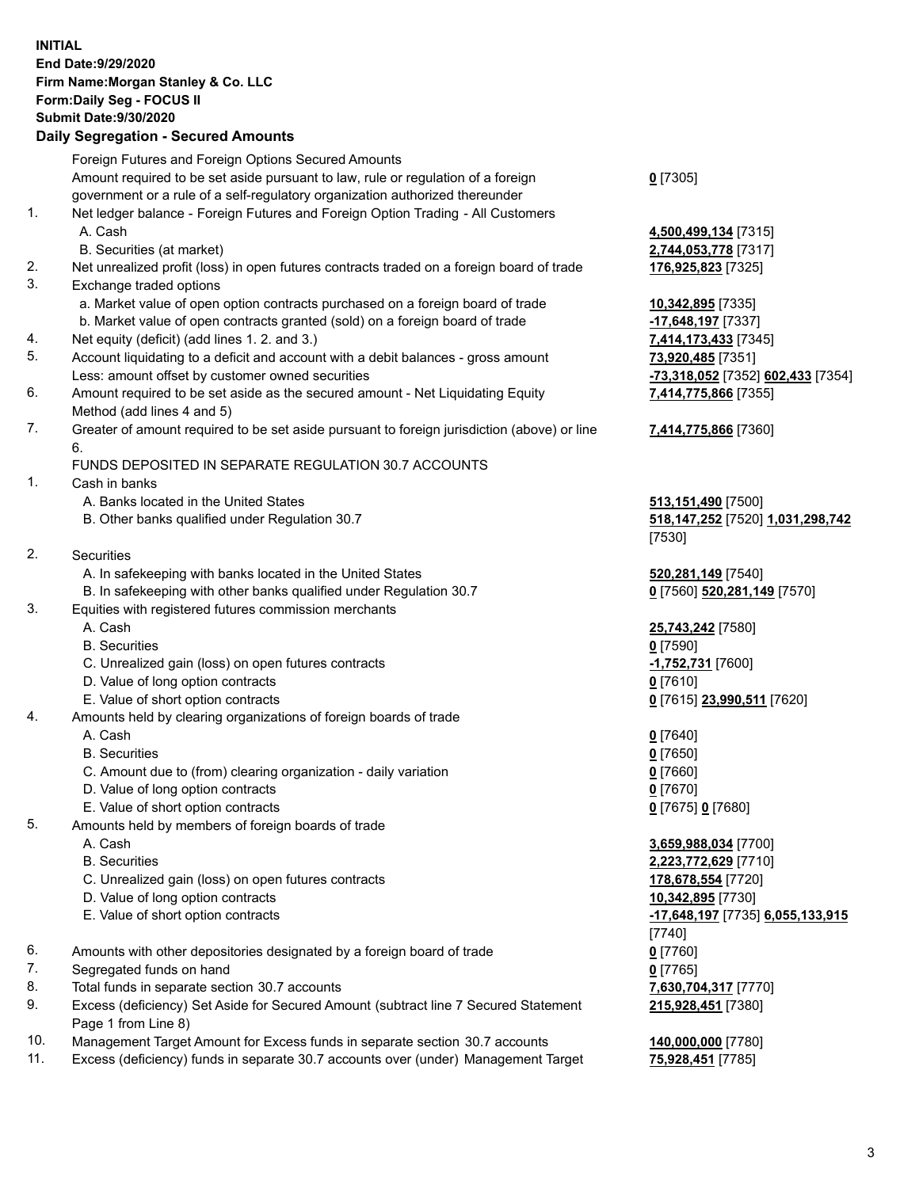**INITIAL**
**End Date:9/29/2020**
**Firm Name:Morgan Stanley & Co. LLC**
**Form:Daily Seg - FOCUS II**
**Submit Date:9/30/2020**

## Daily Segregation - Secured Amounts

| | | |
|---|---|---|
| | Foreign Futures and Foreign Options Secured Amounts | |
| | Amount required to be set aside pursuant to law, rule or regulation of a foreign government or a rule of a self-regulatory organization authorized thereunder | **0** [7305] |
| 1. | Net ledger balance - Foreign Futures and Foreign Option Trading - All Customers | |
| | A. Cash | **4,500,499,134** [7315] |
| | B. Securities (at market) | **2,744,053,778** [7317] |
| 2. | Net unrealized profit (loss) in open futures contracts traded on a foreign board of trade | **176,925,823** [7325] |
| 3. | Exchange traded options | |
| | a. Market value of open option contracts purchased on a foreign board of trade | **10,342,895** [7335] |
| | b. Market value of open contracts granted (sold) on a foreign board of trade | **-17,648,197** [7337] |
| 4. | Net equity (deficit) (add lines 1. 2. and 3.) | **7,414,173,433** [7345] |
| 5. | Account liquidating to a deficit and account with a debit balances - gross amount | **73,920,485** [7351] |
| | Less: amount offset by customer owned securities | **-73,318,052** [7352] **602,433** [7354] |
| 6. | Amount required to be set aside as the secured amount - Net Liquidating Equity Method (add lines 4 and 5) | **7,414,775,866** [7355] |
| 7. | Greater of amount required to be set aside pursuant to foreign jurisdiction (above) or line 6. | **7,414,775,866** [7360] |
| | FUNDS DEPOSITED IN SEPARATE REGULATION 30.7 ACCOUNTS | |
| 1. | Cash in banks | |
| | A. Banks located in the United States | **513,151,490** [7500] |
| | B. Other banks qualified under Regulation 30.7 | **518,147,252** [7520] **1,031,298,742** [7530] |
| 2. | Securities | |
| | A. In safekeeping with banks located in the United States | **520,281,149** [7540] |
| | B. In safekeeping with other banks qualified under Regulation 30.7 | **0** [7560] **520,281,149** [7570] |
| 3. | Equities with registered futures commission merchants | |
| | A. Cash | **25,743,242** [7580] |
| | B. Securities | **0** [7590] |
| | C. Unrealized gain (loss) on open futures contracts | **-1,752,731** [7600] |
| | D. Value of long option contracts | **0** [7610] |
| | E. Value of short option contracts | **0** [7615] **23,990,511** [7620] |
| 4. | Amounts held by clearing organizations of foreign boards of trade | |
| | A. Cash | **0** [7640] |
| | B. Securities | **0** [7650] |
| | C. Amount due to (from) clearing organization - daily variation | **0** [7660] |
| | D. Value of long option contracts | **0** [7670] |
| | E. Value of short option contracts | **0** [7675] **0** [7680] |
| 5. | Amounts held by members of foreign boards of trade | |
| | A. Cash | **3,659,988,034** [7700] |
| | B. Securities | **2,223,772,629** [7710] |
| | C. Unrealized gain (loss) on open futures contracts | **178,678,554** [7720] |
| | D. Value of long option contracts | **10,342,895** [7730] |
| | E. Value of short option contracts | **-17,648,197** [7735] **6,055,133,915** [7740] |
| 6. | Amounts with other depositories designated by a foreign board of trade | **0** [7760] |
| 7. | Segregated funds on hand | **0** [7765] |
| 8. | Total funds in separate section 30.7 accounts | **7,630,704,317** [7770] |
| 9. | Excess (deficiency) Set Aside for Secured Amount (subtract line 7 Secured Statement Page 1 from Line 8) | **215,928,451** [7380] |
| 10. | Management Target Amount for Excess funds in separate section 30.7 accounts | **140,000,000** [7780] |
| 11. | Excess (deficiency) funds in separate 30.7 accounts over (under) Management Target | **75,928,451** [7785] |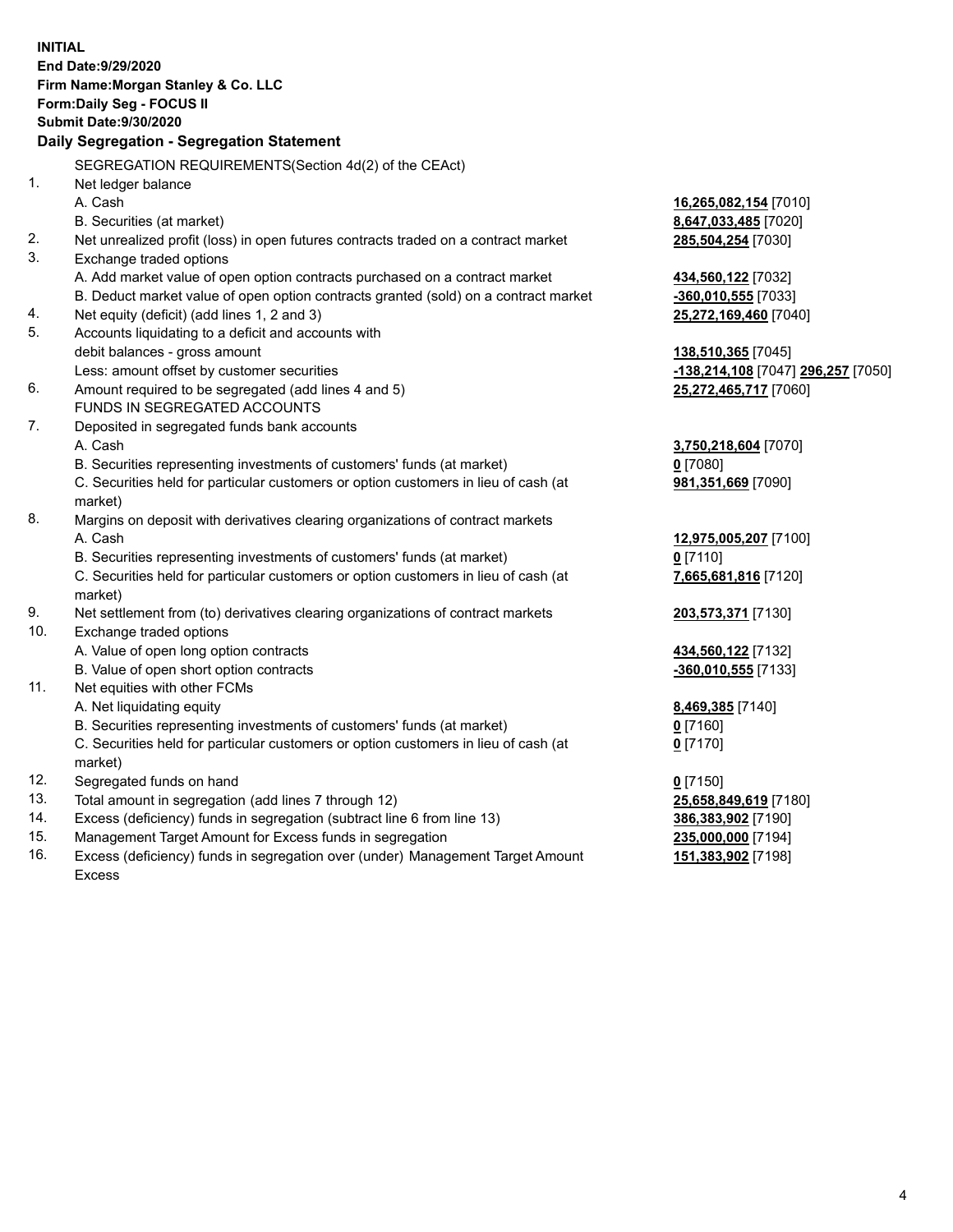**INITIAL**
**End Date:9/29/2020**
**Firm Name:Morgan Stanley & Co. LLC**
**Form:Daily Seg - FOCUS II**
**Submit Date:9/30/2020**

## Daily Segregation - Segregation Statement

| | | |
|---|---|---|
| | SEGREGATION REQUIREMENTS(Section 4d(2) of the CEAct) | |
| 1. | Net ledger balance | |
| | A. Cash | **16,265,082,154** [7010] |
| | B. Securities (at market) | **8,647,033,485** [7020] |
| 2. | Net unrealized profit (loss) in open futures contracts traded on a contract market | **285,504,254** [7030] |
| 3. | Exchange traded options | |
| | A. Add market value of open option contracts purchased on a contract market | **434,560,122** [7032] |
| | B. Deduct market value of open option contracts granted (sold) on a contract market | **-360,010,555** [7033] |
| 4. | Net equity (deficit) (add lines 1, 2 and 3) | **25,272,169,460** [7040] |
| 5. | Accounts liquidating to a deficit and accounts with | |
| | debit balances - gross amount | **138,510,365** [7045] |
| | Less: amount offset by customer securities | **-138,214,108** [7047] **296,257** [7050] |
| 6. | Amount required to be segregated (add lines 4 and 5) | **25,272,465,717** [7060] |
| | FUNDS IN SEGREGATED ACCOUNTS | |
| 7. | Deposited in segregated funds bank accounts | |
| | A. Cash | **3,750,218,604** [7070] |
| | B. Securities representing investments of customers' funds (at market) | **0** [7080] |
| | C. Securities held for particular customers or option customers in lieu of cash (at market) | **981,351,669** [7090] |
| 8. | Margins on deposit with derivatives clearing organizations of contract markets | |
| | A. Cash | **12,975,005,207** [7100] |
| | B. Securities representing investments of customers' funds (at market) | **0** [7110] |
| | C. Securities held for particular customers or option customers in lieu of cash (at market) | **7,665,681,816** [7120] |
| 9. | Net settlement from (to) derivatives clearing organizations of contract markets | **203,573,371** [7130] |
| 10. | Exchange traded options | |
| | A. Value of open long option contracts | **434,560,122** [7132] |
| | B. Value of open short option contracts | **-360,010,555** [7133] |
| 11. | Net equities with other FCMs | |
| | A. Net liquidating equity | **8,469,385** [7140] |
| | B. Securities representing investments of customers' funds (at market) | **0** [7160] |
| | C. Securities held for particular customers or option customers in lieu of cash (at market) | **0** [7170] |
| 12. | Segregated funds on hand | **0** [7150] |
| 13. | Total amount in segregation (add lines 7 through 12) | **25,658,849,619** [7180] |
| 14. | Excess (deficiency) funds in segregation (subtract line 6 from line 13) | **386,383,902** [7190] |
| 15. | Management Target Amount for Excess funds in segregation | **235,000,000** [7194] |
| 16. | Excess (deficiency) funds in segregation over (under) Management Target Amount Excess | **151,383,902** [7198] |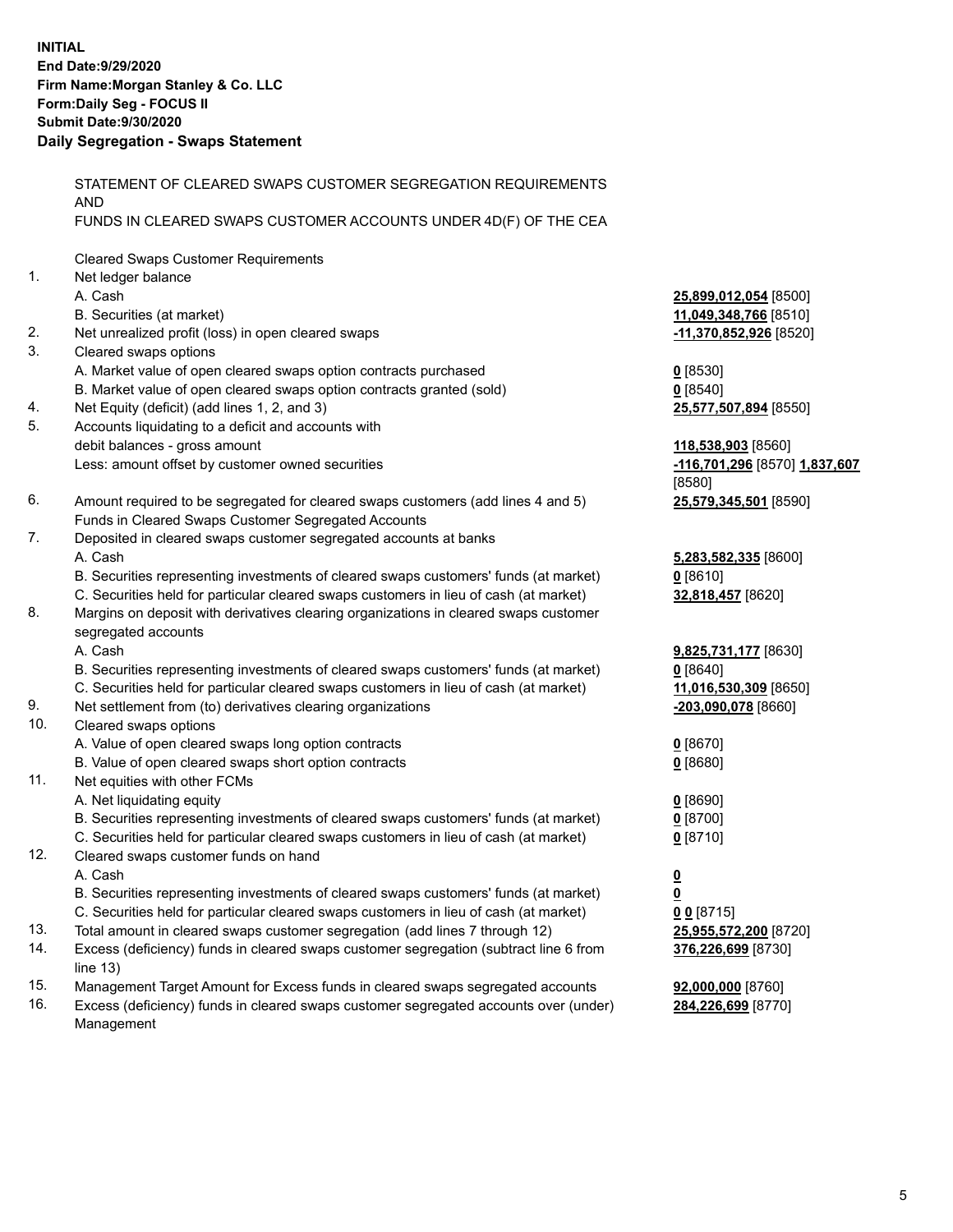**INITIAL**
**End Date:9/29/2020**
**Firm Name:Morgan Stanley & Co. LLC**
**Form:Daily Seg - FOCUS II**
**Submit Date:9/30/2020**
**Daily Segregation - Swaps Statement**

STATEMENT OF CLEARED SWAPS CUSTOMER SEGREGATION REQUIREMENTS AND FUNDS IN CLEARED SWAPS CUSTOMER ACCOUNTS UNDER 4D(F) OF THE CEA

| | | |
|---|---|---|
| | Cleared Swaps Customer Requirements | |
| 1. | Net ledger balance | |
| | A. Cash | **25,899,012,054** [8500] |
| | B. Securities (at market) | **11,049,348,766** [8510] |
| 2. | Net unrealized profit (loss) in open cleared swaps | **-11,370,852,926** [8520] |
| 3. | Cleared swaps options | |
| | A. Market value of open cleared swaps option contracts purchased | **0** [8530] |
| | B. Market value of open cleared swaps option contracts granted (sold) | **0** [8540] |
| 4. | Net Equity (deficit) (add lines 1, 2, and 3) | **25,577,507,894** [8550] |
| 5. | Accounts liquidating to a deficit and accounts with debit balances - gross amount | **118,538,903** [8560] |
| | Less: amount offset by customer owned securities | **-116,701,296** [8570] **1,837,607** [8580] |
| 6. | Amount required to be segregated for cleared swaps customers (add lines 4 and 5) | **25,579,345,501** [8590] |
| | Funds in Cleared Swaps Customer Segregated Accounts | |
| 7. | Deposited in cleared swaps customer segregated accounts at banks | |
| | A. Cash | **5,283,582,335** [8600] |
| | B. Securities representing investments of cleared swaps customers' funds (at market) | **0** [8610] |
| | C. Securities held for particular cleared swaps customers in lieu of cash (at market) | **32,818,457** [8620] |
| 8. | Margins on deposit with derivatives clearing organizations in cleared swaps customer segregated accounts | |
| | A. Cash | **9,825,731,177** [8630] |
| | B. Securities representing investments of cleared swaps customers' funds (at market) | **0** [8640] |
| | C. Securities held for particular cleared swaps customers in lieu of cash (at market) | **11,016,530,309** [8650] |
| 9. | Net settlement from (to) derivatives clearing organizations | **-203,090,078** [8660] |
| 10. | Cleared swaps options | |
| | A. Value of open cleared swaps long option contracts | **0** [8670] |
| | B. Value of open cleared swaps short option contracts | **0** [8680] |
| 11. | Net equities with other FCMs | |
| | A. Net liquidating equity | **0** [8690] |
| | B. Securities representing investments of cleared swaps customers' funds (at market) | **0** [8700] |
| | C. Securities held for particular cleared swaps customers in lieu of cash (at market) | **0** [8710] |
| 12. | Cleared swaps customer funds on hand | |
| | A. Cash | **0** |
| | B. Securities representing investments of cleared swaps customers' funds (at market) | **0** |
| | C. Securities held for particular cleared swaps customers in lieu of cash (at market) | **0** **0** [8715] |
| 13. | Total amount in cleared swaps customer segregation (add lines 7 through 12) | **25,955,572,200** [8720] |
| 14. | Excess (deficiency) funds in cleared swaps customer segregation (subtract line 6 from line 13) | **376,226,699** [8730] |
| 15. | Management Target Amount for Excess funds in cleared swaps segregated accounts | **92,000,000** [8760] |
| 16. | Excess (deficiency) funds in cleared swaps customer segregated accounts over (under) Management | **284,226,699** [8770] |